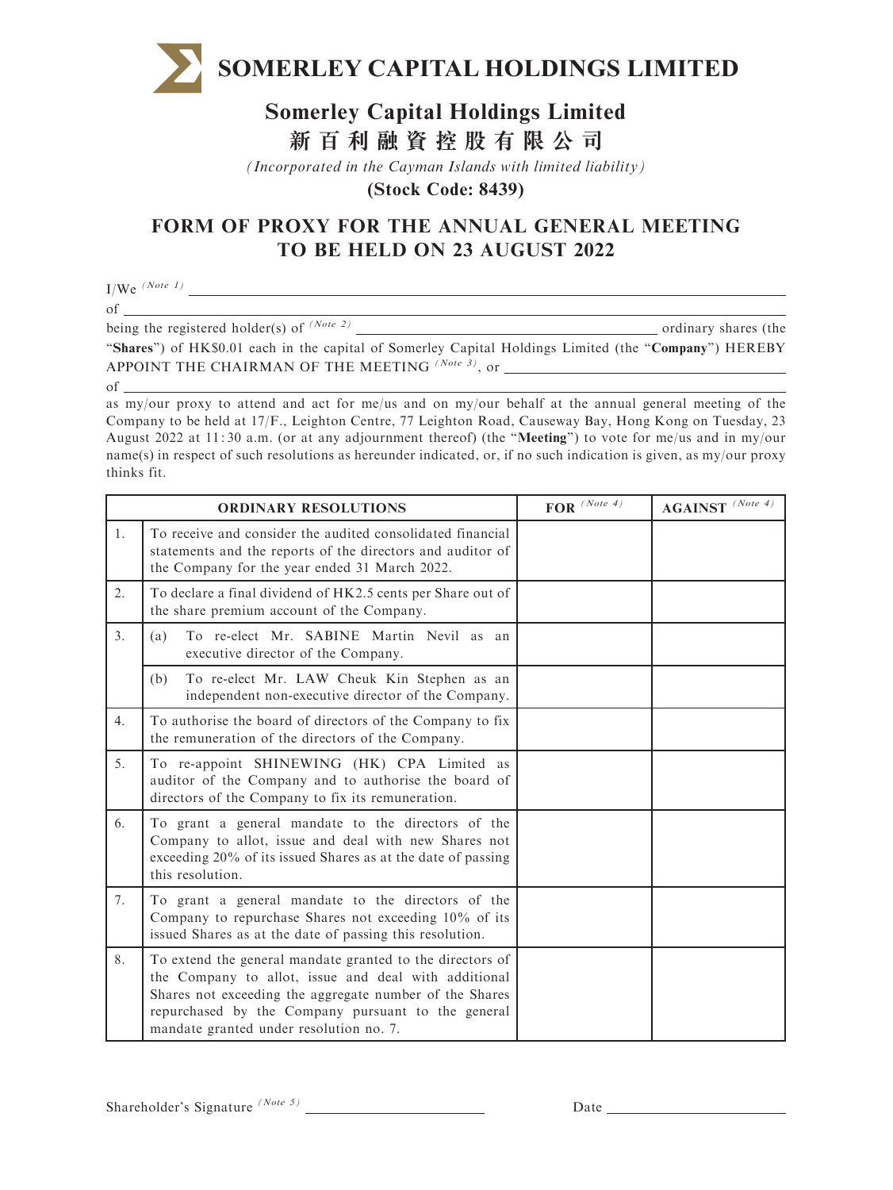# SOMERLEY CAPITAL HOLDINGS LIMITED

## Somerley Capital Holdings Limited
## 新百利融資控股有限公司

*(Incorporated in the Cayman Islands with limited liability)*

**(Stock Code: 8439)**

## FORM OF PROXY FOR THE ANNUAL GENERAL MEETING TO BE HELD ON 23 AUGUST 2022

I/We (Note 1) ____________________________________________

of ____________________________________________

being the registered holder(s) of (Note 2) ______________________ ordinary shares (the "**Shares**") of HK$0.01 each in the capital of Somerley Capital Holdings Limited (the "**Company**") HEREBY APPOINT THE CHAIRMAN OF THE MEETING (Note 3), or ______________________

of ____________________________________________

as my/our proxy to attend and act for me/us and on my/our behalf at the annual general meeting of the Company to be held at 17/F., Leighton Centre, 77 Leighton Road, Causeway Bay, Hong Kong on Tuesday, 23 August 2022 at 11:30 a.m. (or at any adjournment thereof) (the "**Meeting**") to vote for me/us and in my/our name(s) in respect of such resolutions as hereunder indicated, or, if no such indication is given, as my/our proxy thinks fit.

| | ORDINARY RESOLUTIONS | FOR (Note 4) | AGAINST (Note 4) |
|---|---|---|---|
| 1. | To receive and consider the audited consolidated financial statements and the reports of the directors and auditor of the Company for the year ended 31 March 2022. | | |
| 2. | To declare a final dividend of HK2.5 cents per Share out of the share premium account of the Company. | | |
| 3. | (a) To re-elect Mr. SABINE Martin Nevil as an executive director of the Company. | | |
| | (b) To re-elect Mr. LAW Cheuk Kin Stephen as an independent non-executive director of the Company. | | |
| 4. | To authorise the board of directors of the Company to fix the remuneration of the directors of the Company. | | |
| 5. | To re-appoint SHINEWING (HK) CPA Limited as auditor of the Company and to authorise the board of directors of the Company to fix its remuneration. | | |
| 6. | To grant a general mandate to the directors of the Company to allot, issue and deal with new Shares not exceeding 20% of its issued Shares as at the date of passing this resolution. | | |
| 7. | To grant a general mandate to the directors of the Company to repurchase Shares not exceeding 10% of its issued Shares as at the date of passing this resolution. | | |
| 8. | To extend the general mandate granted to the directors of the Company to allot, issue and deal with additional Shares not exceeding the aggregate number of the Shares repurchased by the Company pursuant to the general mandate granted under resolution no. 7. | | |

Shareholder's Signature (Note 5) ______________________ Date ______________________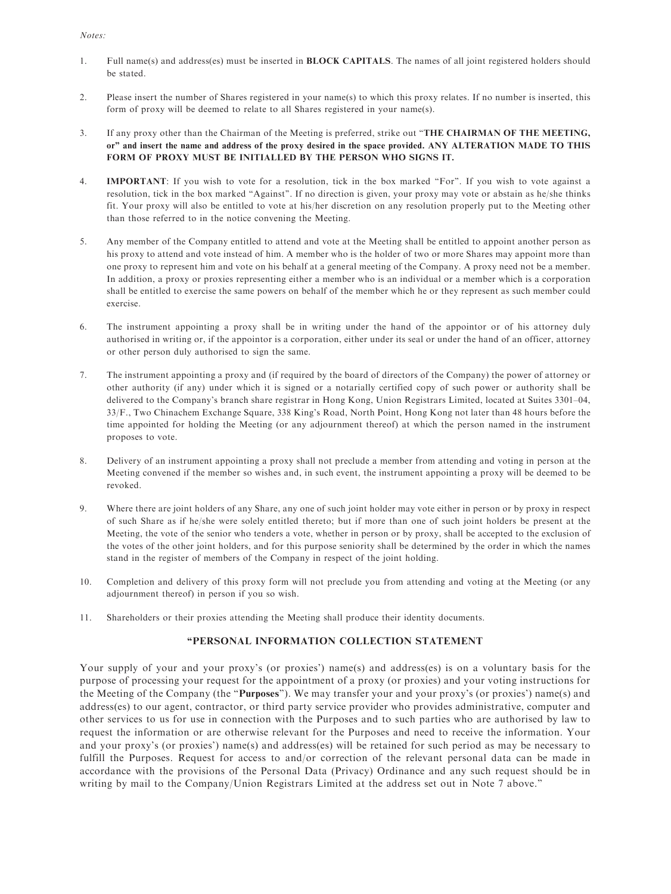*Notes:*

1. Full name(s) and address(es) must be inserted in **BLOCK CAPITALS**. The names of all joint registered holders should be stated.

2. Please insert the number of Shares registered in your name(s) to which this proxy relates. If no number is inserted, this form of proxy will be deemed to relate to all Shares registered in your name(s).

3. If any proxy other than the Chairman of the Meeting is preferred, strike out "**THE CHAIRMAN OF THE MEETING, or" and insert the name and address of the proxy desired in the space provided. ANY ALTERATION MADE TO THIS FORM OF PROXY MUST BE INITIALLED BY THE PERSON WHO SIGNS IT.**

4. **IMPORTANT**: If you wish to vote for a resolution, tick in the box marked "For". If you wish to vote against a resolution, tick in the box marked "Against". If no direction is given, your proxy may vote or abstain as he/she thinks fit. Your proxy will also be entitled to vote at his/her discretion on any resolution properly put to the Meeting other than those referred to in the notice convening the Meeting.

5. Any member of the Company entitled to attend and vote at the Meeting shall be entitled to appoint another person as his proxy to attend and vote instead of him. A member who is the holder of two or more Shares may appoint more than one proxy to represent him and vote on his behalf at a general meeting of the Company. A proxy need not be a member. In addition, a proxy or proxies representing either a member who is an individual or a member which is a corporation shall be entitled to exercise the same powers on behalf of the member which he or they represent as such member could exercise.

6. The instrument appointing a proxy shall be in writing under the hand of the appointor or of his attorney duly authorised in writing or, if the appointor is a corporation, either under its seal or under the hand of an officer, attorney or other person duly authorised to sign the same.

7. The instrument appointing a proxy and (if required by the board of directors of the Company) the power of attorney or other authority (if any) under which it is signed or a notarially certified copy of such power or authority shall be delivered to the Company's branch share registrar in Hong Kong, Union Registrars Limited, located at Suites 3301–04, 33/F., Two Chinachem Exchange Square, 338 King's Road, North Point, Hong Kong not later than 48 hours before the time appointed for holding the Meeting (or any adjournment thereof) at which the person named in the instrument proposes to vote.

8. Delivery of an instrument appointing a proxy shall not preclude a member from attending and voting in person at the Meeting convened if the member so wishes and, in such event, the instrument appointing a proxy will be deemed to be revoked.

9. Where there are joint holders of any Share, any one of such joint holder may vote either in person or by proxy in respect of such Share as if he/she were solely entitled thereto; but if more than one of such joint holders be present at the Meeting, the vote of the senior who tenders a vote, whether in person or by proxy, shall be accepted to the exclusion of the votes of the other joint holders, and for this purpose seniority shall be determined by the order in which the names stand in the register of members of the Company in respect of the joint holding.

10. Completion and delivery of this proxy form will not preclude you from attending and voting at the Meeting (or any adjournment thereof) in person if you so wish.

11. Shareholders or their proxies attending the Meeting shall produce their identity documents.

**"PERSONAL INFORMATION COLLECTION STATEMENT**

Your supply of your and your proxy's (or proxies') name(s) and address(es) is on a voluntary basis for the purpose of processing your request for the appointment of a proxy (or proxies) and your voting instructions for the Meeting of the Company (the "**Purposes**"). We may transfer your and your proxy's (or proxies') name(s) and address(es) to our agent, contractor, or third party service provider who provides administrative, computer and other services to us for use in connection with the Purposes and to such parties who are authorised by law to request the information or are otherwise relevant for the Purposes and need to receive the information. Your and your proxy's (or proxies') name(s) and address(es) will be retained for such period as may be necessary to fulfill the Purposes. Request for access to and/or correction of the relevant personal data can be made in accordance with the provisions of the Personal Data (Privacy) Ordinance and any such request should be in writing by mail to the Company/Union Registrars Limited at the address set out in Note 7 above."